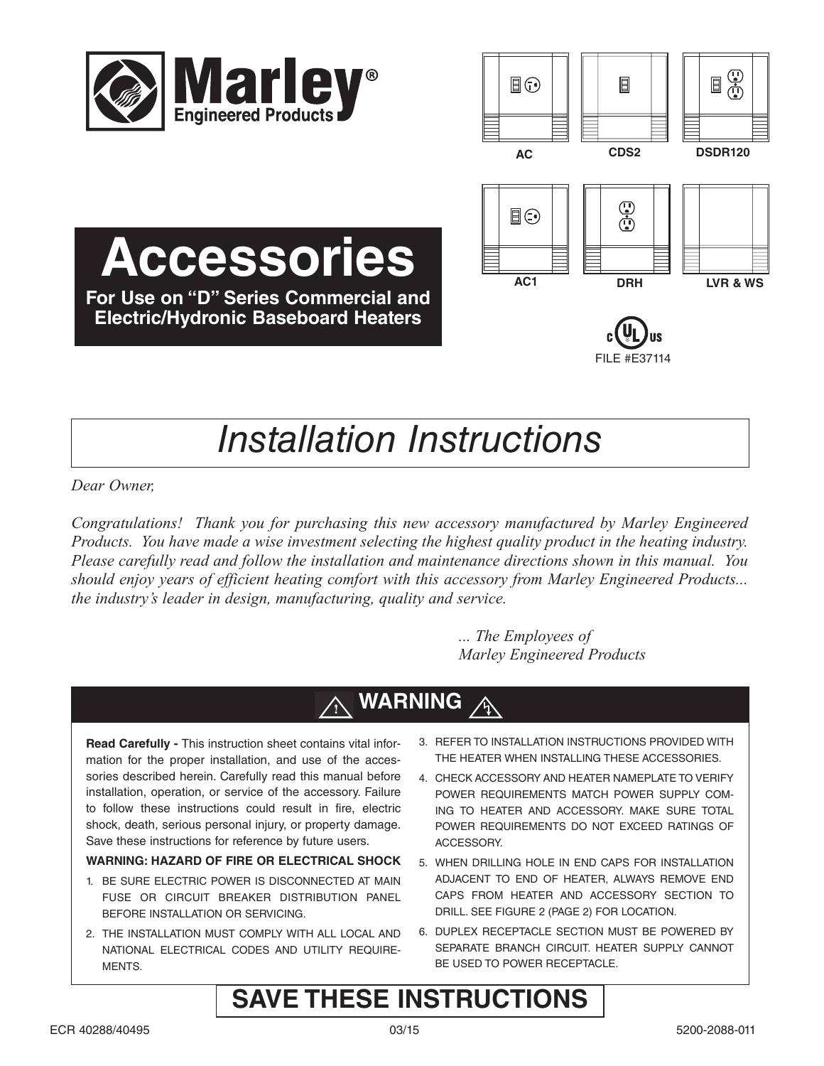Marley® Engineered Products

AC | CDS2 | DSDR120

AC1 | DRH | LVR & WS

FILE #E37114

# Accessories

**For Use on "D" Series Commercial and Electric/Hydronic Baseboard Heaters**

# *Installation Instructions*

*Dear Owner,*

*Congratulations! Thank you for purchasing this new accessory manufactured by Marley Engineered Products. You have made a wise investment selecting the highest quality product in the heating industry. Please carefully read and follow the installation and maintenance directions shown in this manual. You should enjoy years of efficient heating comfort with this accessory from Marley Engineered Products... the industry's leader in design, manufacturing, quality and service.*

*... The Employees of*
*Marley Engineered Products*

## WARNING

**Read Carefully -** This instruction sheet contains vital information for the proper installation, and use of the accessories described herein. Carefully read this manual before installation, operation, or service of the accessory. Failure to follow these instructions could result in fire, electric shock, death, serious personal injury, or property damage. Save these instructions for reference by future users.

**WARNING: HAZARD OF FIRE OR ELECTRICAL SHOCK**

1. BE SURE ELECTRIC POWER IS DISCONNECTED AT MAIN FUSE OR CIRCUIT BREAKER DISTRIBUTION PANEL BEFORE INSTALLATION OR SERVICING.
2. THE INSTALLATION MUST COMPLY WITH ALL LOCAL AND NATIONAL ELECTRICAL CODES AND UTILITY REQUIREMENTS.
3. REFER TO INSTALLATION INSTRUCTIONS PROVIDED WITH THE HEATER WHEN INSTALLING THESE ACCESSORIES.
4. CHECK ACCESSORY AND HEATER NAMEPLATE TO VERIFY POWER REQUIREMENTS MATCH POWER SUPPLY COMING TO HEATER AND ACCESSORY. MAKE SURE TOTAL POWER REQUIREMENTS DO NOT EXCEED RATINGS OF ACCESSORY.
5. WHEN DRILLING HOLE IN END CAPS FOR INSTALLATION ADJACENT TO END OF HEATER, ALWAYS REMOVE END CAPS FROM HEATER AND ACCESSORY SECTION TO DRILL. SEE FIGURE 2 (PAGE 2) FOR LOCATION.
6. DUPLEX RECEPTACLE SECTION MUST BE POWERED BY SEPARATE BRANCH CIRCUIT. HEATER SUPPLY CANNOT BE USED TO POWER RECEPTACLE.

## SAVE THESE INSTRUCTIONS

ECR 40288/40495 03/15 5200-2088-011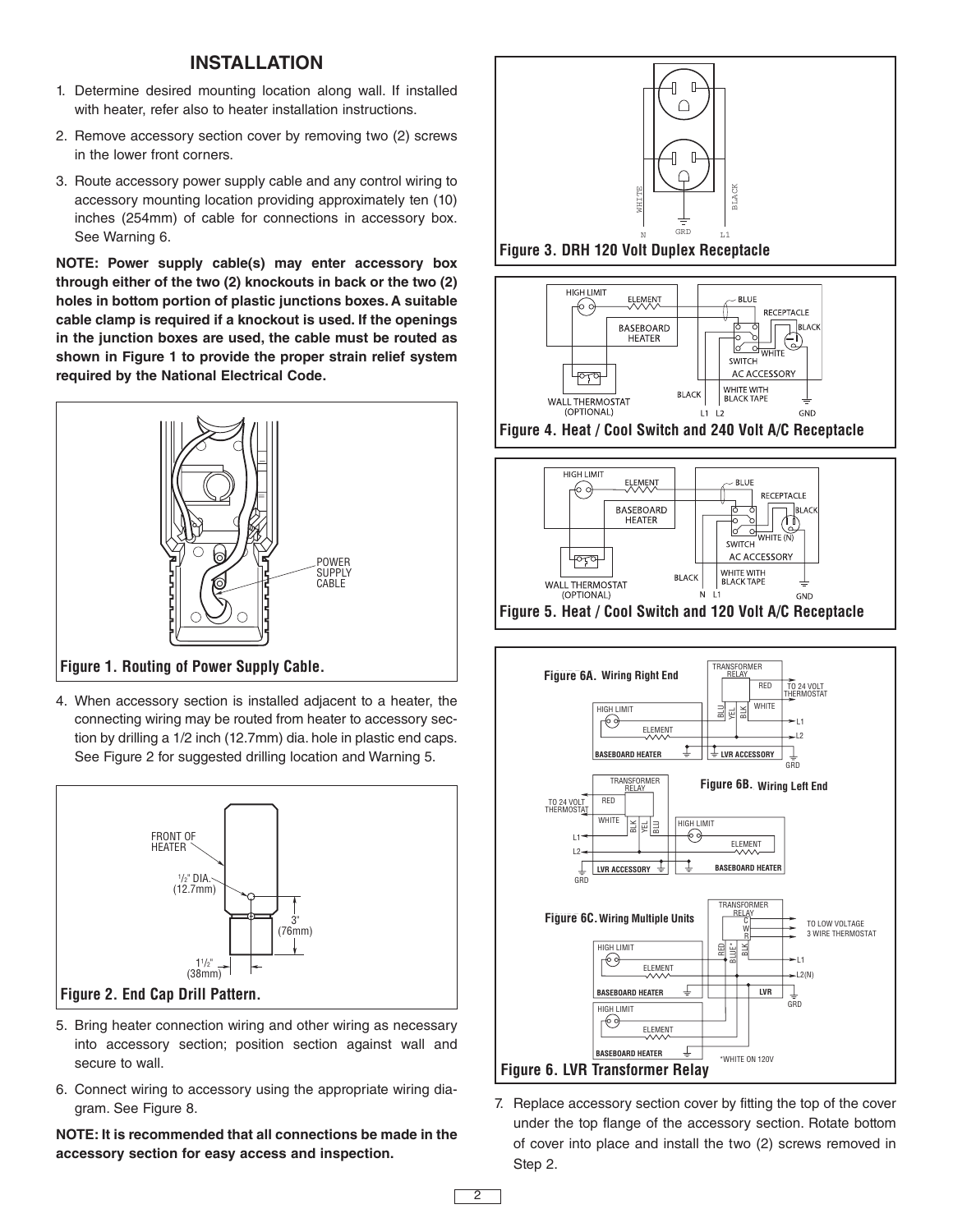## INSTALLATION

1. Determine desired mounting location along wall. If installed with heater, refer also to heater installation instructions.
2. Remove accessory section cover by removing two (2) screws in the lower front corners.
3. Route accessory power supply cable and any control wiring to accessory mounting location providing approximately ten (10) inches (254mm) of cable for connections in accessory box. See Warning 6.

**NOTE: Power supply cable(s) may enter accessory box through either of the two (2) knockouts in back or the two (2) holes in bottom portion of plastic junctions boxes. A suitable cable clamp is required if a knockout is used. If the openings in the junction boxes are used, the cable must be routed as shown in Figure 1 to provide the proper strain relief system required by the National Electrical Code.**

POWER SUPPLY CABLE

**Figure 1. Routing of Power Supply Cable.**

4. When accessory section is installed adjacent to a heater, the connecting wiring may be routed from heater to accessory section by drilling a 1/2 inch (12.7mm) dia. hole in plastic end caps. See Figure 2 for suggested drilling location and Warning 5.

FRONT OF HEATER

1/2" DIA. (12.7mm)

3" (76mm)

1 1/2" (38mm)

**Figure 2. End Cap Drill Pattern.**

5. Bring heater connection wiring and other wiring as necessary into accessory section; position section against wall and secure to wall.
6. Connect wiring to accessory using the appropriate wiring diagram. See Figure 8.

**NOTE: It is recommended that all connections be made in the accessory section for easy access and inspection.**

WHITE BLACK N GRD L1

**Figure 3. DRH 120 Volt Duplex Receptacle**

HIGH LIMIT ELEMENT BASEBOARD HEATER BLUE RECEPTACLE BLACK WHITE SWITCH AC ACCESSORY WALL THERMOSTAT (OPTIONAL) BLACK WHITE WITH BLACK TAPE L1 L2 GND

**Figure 4. Heat / Cool Switch and 240 Volt A/C Receptacle**

HIGH LIMIT ELEMENT BASEBOARD HEATER BLUE RECEPTACLE BLACK WHITE (N) SWITCH AC ACCESSORY WALL THERMOSTAT (OPTIONAL) BLACK WHITE WITH BLACK TAPE N L1 GND

**Figure 5. Heat / Cool Switch and 120 Volt A/C Receptacle**

**Figure 6A. Wiring Right End**

TRANSFORMER RELAY RED TO 24 VOLT THERMOSTAT BLU YEL BLK WHITE HIGH LIMIT ELEMENT L1 L2 BASEBOARD HEATER LVR ACCESSORY GRD

**Figure 6B. Wiring Left End**

TRANSFORMER RELAY TO 24 VOLT THERMOSTAT RED WHITE BLK YEL BLU L1 L2 GRD LVR ACCESSORY HIGH LIMIT ELEMENT BASEBOARD HEATER

**Figure 6C. Wiring Multiple Units**

TRANSFORMER RELAY C W R TO LOW VOLTAGE 3 WIRE THERMOSTAT RED BLUE* BLK HIGH LIMIT ELEMENT L1 L2(N) BASEBOARD HEATER LVR GRD HIGH LIMIT ELEMENT BASEBOARD HEATER

*WHITE ON 120V

**Figure 6. LVR Transformer Relay**

7. Replace accessory section cover by fitting the top of the cover under the top flange of the accessory section. Rotate bottom of cover into place and install the two (2) screws removed in Step 2.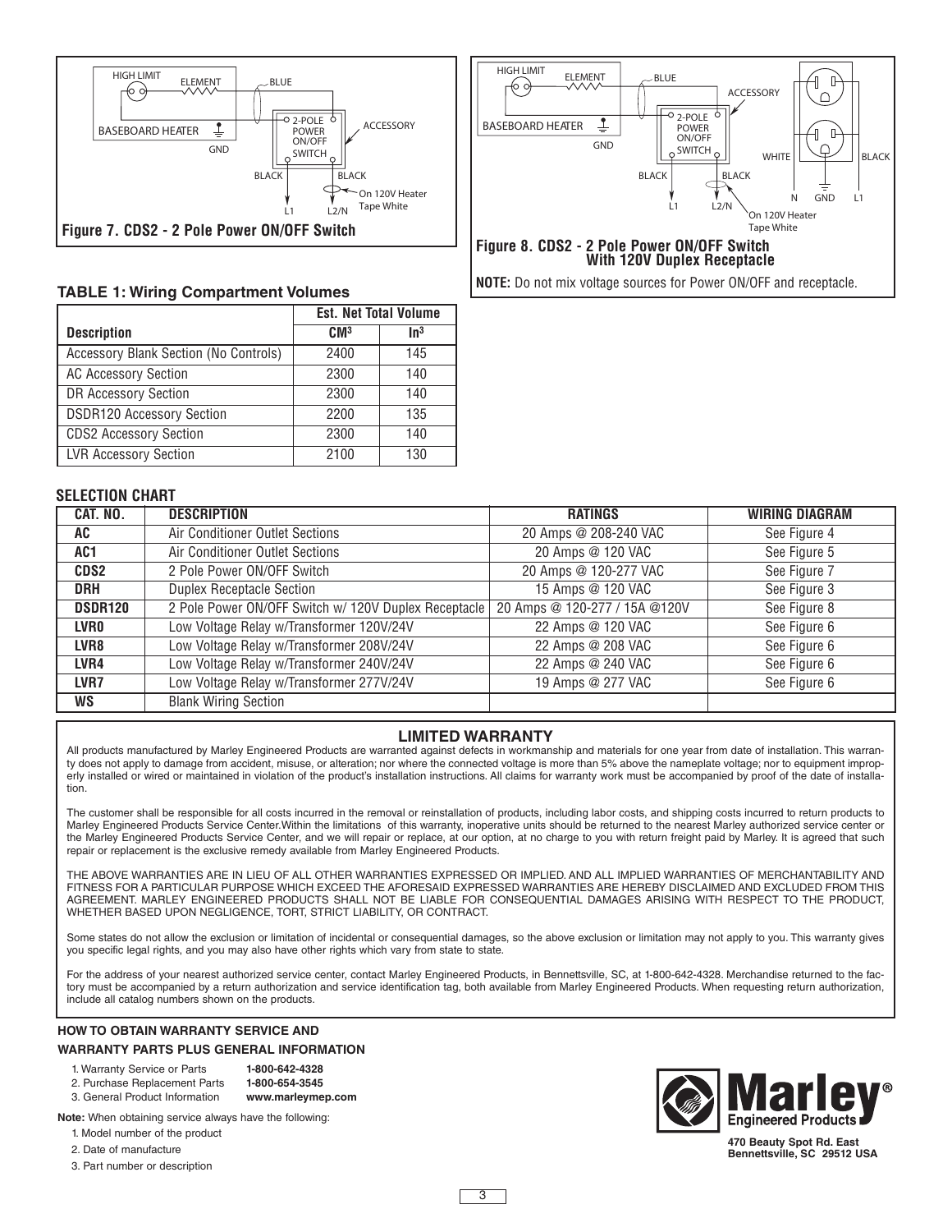**Figure 7. CDS2 - 2 Pole Power ON/OFF Switch**

**Figure 8. CDS2 - 2 Pole Power ON/OFF Switch With 120V Duplex Receptacle**

**NOTE:** Do not mix voltage sources for Power ON/OFF and receptacle.

### TABLE 1: Wiring Compartment Volumes

| Description | Est. Net Total Volume | |
|---|---|---|
| | CM³ | In³ |
| Accessory Blank Section (No Controls) | 2400 | 145 |
| AC Accessory Section | 2300 | 140 |
| DR Accessory Section | 2300 | 140 |
| DSDR120 Accessory Section | 2200 | 135 |
| CDS2 Accessory Section | 2300 | 140 |
| LVR Accessory Section | 2100 | 130 |

### SELECTION CHART

| CAT. NO. | DESCRIPTION | RATINGS | WIRING DIAGRAM |
|---|---|---|---|
| **AC** | Air Conditioner Outlet Sections | 20 Amps @ 208-240 VAC | See Figure 4 |
| **AC1** | Air Conditioner Outlet Sections | 20 Amps @ 120 VAC | See Figure 5 |
| **CDS2** | 2 Pole Power ON/OFF Switch | 20 Amps @ 120-277 VAC | See Figure 7 |
| **DRH** | Duplex Receptacle Section | 15 Amps @ 120 VAC | See Figure 3 |
| **DSDR120** | 2 Pole Power ON/OFF Switch w/ 120V Duplex Receptacle | 20 Amps @ 120-277 / 15A @120V | See Figure 8 |
| **LVR0** | Low Voltage Relay w/Transformer 120V/24V | 22 Amps @ 120 VAC | See Figure 6 |
| **LVR8** | Low Voltage Relay w/Transformer 208V/24V | 22 Amps @ 208 VAC | See Figure 6 |
| **LVR4** | Low Voltage Relay w/Transformer 240V/24V | 22 Amps @ 240 VAC | See Figure 6 |
| **LVR7** | Low Voltage Relay w/Transformer 277V/24V | 19 Amps @ 277 VAC | See Figure 6 |
| **WS** | Blank Wiring Section | | |

## LIMITED WARRANTY

All products manufactured by Marley Engineered Products are warranted against defects in workmanship and materials for one year from date of installation. This warranty does not apply to damage from accident, misuse, or alteration; nor where the connected voltage is more than 5% above the nameplate voltage; nor to equipment improperly installed or wired or maintained in violation of the product's installation instructions. All claims for warranty work must be accompanied by proof of the date of installation.

The customer shall be responsible for all costs incurred in the removal or reinstallation of products, including labor costs, and shipping costs incurred to return products to Marley Engineered Products Service Center.Within the limitations of this warranty, inoperative units should be returned to the nearest Marley authorized service center or the Marley Engineered Products Service Center, and we will repair or replace, at our option, at no charge to you with return freight paid by Marley. It is agreed that such repair or replacement is the exclusive remedy available from Marley Engineered Products.

THE ABOVE WARRANTIES ARE IN LIEU OF ALL OTHER WARRANTIES EXPRESSED OR IMPLIED. AND ALL IMPLIED WARRANTIES OF MERCHANTABILITY AND FITNESS FOR A PARTICULAR PURPOSE WHICH EXCEED THE AFORESAID EXPRESSED WARRANTIES ARE HEREBY DISCLAIMED AND EXCLUDED FROM THIS AGREEMENT. MARLEY ENGINEERED PRODUCTS SHALL NOT BE LIABLE FOR CONSEQUENTIAL DAMAGES ARISING WITH RESPECT TO THE PRODUCT, WHETHER BASED UPON NEGLIGENCE, TORT, STRICT LIABILITY, OR CONTRACT.

Some states do not allow the exclusion or limitation of incidental or consequential damages, so the above exclusion or limitation may not apply to you. This warranty gives you specific legal rights, and you may also have other rights which vary from state to state.

For the address of your nearest authorized service center, contact Marley Engineered Products, in Bennettsville, SC, at 1-800-642-4328. Merchandise returned to the factory must be accompanied by a return authorization and service identification tag, both available from Marley Engineered Products. When requesting return authorization, include all catalog numbers shown on the products.

### HOW TO OBTAIN WARRANTY SERVICE AND WARRANTY PARTS PLUS GENERAL INFORMATION

1. Warranty Service or Parts **1-800-642-4328**
2. Purchase Replacement Parts **1-800-654-3545**
3. General Product Information **www.marleymep.com**

**Note:** When obtaining service always have the following:

1. Model number of the product
2. Date of manufacture
3. Part number or description

**Marley Engineered Products**

**470 Beauty Spot Rd. East**
**Bennettsville, SC 29512 USA**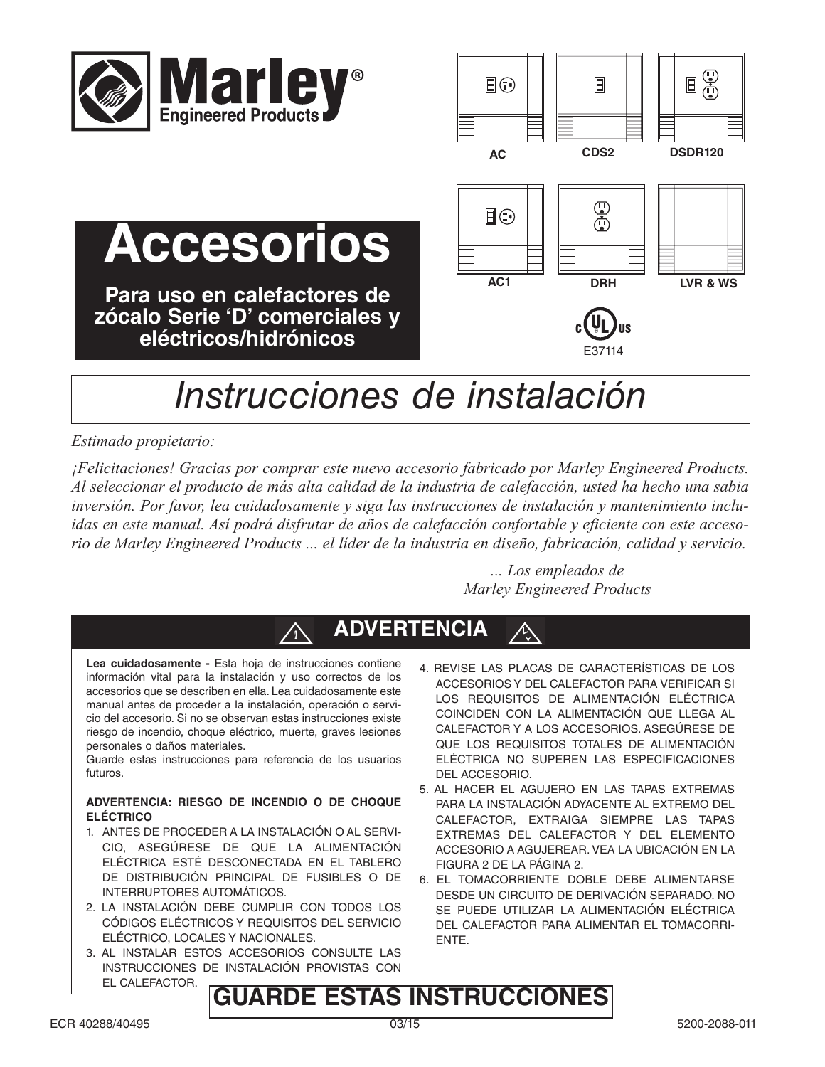# Marley® Engineered Products

AC | CDS2 | DSDR120

AC1 | DRH | LVR & WS

E37114

# Accesorios

**Para uso en calefactores de zócalo Serie 'D' comerciales y eléctricos/hidrónicos**

# *Instrucciones de instalación*

*Estimado propietario:*

*¡Felicitaciones! Gracias por comprar este nuevo accesorio fabricado por Marley Engineered Products. Al seleccionar el producto de más alta calidad de la industria de calefacción, usted ha hecho una sabia inversión. Por favor, lea cuidadosamente y siga las instrucciones de instalación y mantenimiento incluidas en este manual. Así podrá disfrutar de años de calefacción confortable y eficiente con este accesorio de Marley Engineered Products ... el líder de la industria en diseño, fabricación, calidad y servicio.*

*... Los empleados de*
*Marley Engineered Products*

## ADVERTENCIA

**Lea cuidadosamente -** Esta hoja de instrucciones contiene información vital para la instalación y uso correctos de los accesorios que se describen en ella. Lea cuidadosamente este manual antes de proceder a la instalación, operación o servicio del accesorio. Si no se observan estas instrucciones existe riesgo de incendio, choque eléctrico, muerte, graves lesiones personales o daños materiales.

Guarde estas instrucciones para referencia de los usuarios futuros.

**ADVERTENCIA: RIESGO DE INCENDIO O DE CHOQUE ELÉCTRICO**

1. ANTES DE PROCEDER A LA INSTALACIÓN O AL SERVICIO, ASEGÚRESE DE QUE LA ALIMENTACIÓN ELÉCTRICA ESTÉ DESCONECTADA EN EL TABLERO DE DISTRIBUCIÓN PRINCIPAL DE FUSIBLES O DE INTERRUPTORES AUTOMÁTICOS.
2. LA INSTALACIÓN DEBE CUMPLIR CON TODOS LOS CÓDIGOS ELÉCTRICOS Y REQUISITOS DEL SERVICIO ELÉCTRICO, LOCALES Y NACIONALES.
3. AL INSTALAR ESTOS ACCESORIOS CONSULTE LAS INSTRUCCIONES DE INSTALACIÓN PROVISTAS CON EL CALEFACTOR.
4. REVISE LAS PLACAS DE CARACTERÍSTICAS DE LOS ACCESORIOS Y DEL CALEFACTOR PARA VERIFICAR SI LOS REQUISITOS DE ALIMENTACIÓN ELÉCTRICA COINCIDEN CON LA ALIMENTACIÓN QUE LLEGA AL CALEFACTOR Y A LOS ACCESORIOS. ASEGÚRESE DE QUE LOS REQUISITOS TOTALES DE ALIMENTACIÓN ELÉCTRICA NO SUPEREN LAS ESPECIFICACIONES DEL ACCESORIO.
5. AL HACER EL AGUJERO EN LAS TAPAS EXTREMAS PARA LA INSTALACIÓN ADYACENTE AL EXTREMO DEL CALEFACTOR, EXTRAIGA SIEMPRE LAS TAPAS EXTREMAS DEL CALEFACTOR Y DEL ELEMENTO ACCESORIO A AGUJEREAR. VEA LA UBICACIÓN EN LA FIGURA 2 DE LA PÁGINA 2.
6. EL TOMACORRIENTE DOBLE DEBE ALIMENTARSE DESDE UN CIRCUITO DE DERIVACIÓN SEPARADO. NO SE PUEDE UTILIZAR LA ALIMENTACIÓN ELÉCTRICA DEL CALEFACTOR PARA ALIMENTAR EL TOMACORRIENTE.

## GUARDE ESTAS INSTRUCCIONES

ECR 40288/40495 | 03/15 | 5200-2088-011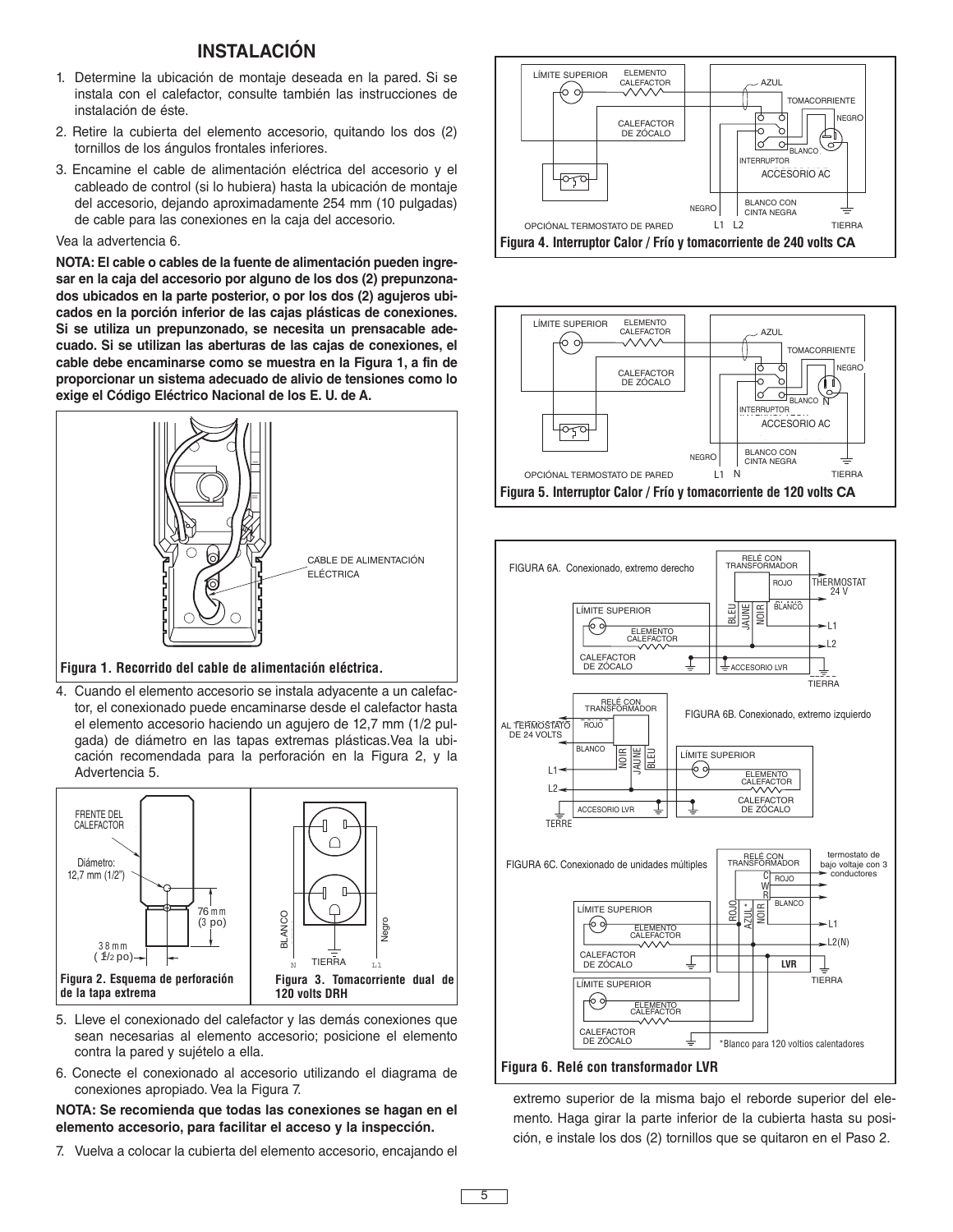## INSTALACIÓN

1. Determine la ubicación de montaje deseada en la pared. Si se instala con el calefactor, consulte también las instrucciones de instalación de éste.
2. Retire la cubierta del elemento accesorio, quitando los dos (2) tornillos de los ángulos frontales inferiores.
3. Encamine el cable de alimentación eléctrica del accesorio y el cableado de control (si lo hubiera) hasta la ubicación de montaje del accesorio, dejando aproximadamente 254 mm (10 pulgadas) de cable para las conexiones en la caja del accesorio.

Vea la advertencia 6.

**NOTA: El cable o cables de la fuente de alimentación pueden ingresar en la caja del accesorio por alguno de los dos (2) prepunzonados ubicados en la parte posterior, o por los dos (2) agujeros ubicados en la porción inferior de las cajas plásticas de conexiones. Si se utiliza un prepunzonado, se necesita un prensacable adecuado. Si se utilizan las aberturas de las cajas de conexiones, el cable debe encaminarse como se muestra en la Figura 1, a fin de proporcionar un sistema adecuado de alivio de tensiones como lo exige el Código Eléctrico Nacional de los E. U. de A.**

CABLE DE ALIMENTACIÓN ELÉCTRICA

**Figura 1. Recorrido del cable de alimentación eléctrica.**

4. Cuando el elemento accesorio se instala adyacente a un calefactor, el conexionado puede encaminarse desde el calefactor hasta el elemento accesorio haciendo un agujero de 12,7 mm (1/2 pulgada) de diámetro en las tapas extremas plásticas. Vea la ubicación recomendada para la perforación en la Figura 2, y la Advertencia 5.

FRENTE DEL CALEFACTOR — Diámetro: 12,7 mm (1/2") — 76 mm (3 po) — 38 mm (1 1/2 po)

**Figura 2. Esquema de perforación de la tapa extrema**

BLANCO — Negro — TIERRA — N — L1

**Figura 3. Tomacorriente dual de 120 volts DRH**

5. Lleve el conexionado del calefactor y las demás conexiones que sean necesarias al elemento accesorio; posicione el elemento contra la pared y sujételo a ella.
6. Conecte el conexionado al accesorio utilizando el diagrama de conexiones apropiado. Vea la Figura 7.

**NOTA: Se recomienda que todas las conexiones se hagan en el elemento accesorio, para facilitar el acceso y la inspección.**

7. Vuelva a colocar la cubierta del elemento accesorio, encajando el extremo superior de la misma bajo el reborde superior del elemento. Haga girar la parte inferior de la cubierta hasta su posición, e instale los dos (2) tornillos que se quitaron en el Paso 2.

LÍMITE SUPERIOR — ELEMENTO CALEFACTOR — CALEFACTOR DE ZÓCALO — AZUL — TOMACORRIENTE — NEGRO — BLANCO — INTERRUPTOR — ACCESORIO AC — NEGRO — BLANCO CON CINTA NEGRA — OPCIÓNAL TERMOSTATO DE PARED — L1 L2 — TIERRA

**Figura 4. Interruptor Calor / Frío y tomacorriente de 240 volts CA**

LÍMITE SUPERIOR — ELEMENTO CALEFACTOR — CALEFACTOR DE ZÓCALO — AZUL — TOMACORRIENTE — NEGRO — BLANCO — N — INTERRUPTOR — ACCESORIO AC — NEGRO — BLANCO CON CINTA NEGRA — OPCIÓNAL TERMOSTATO DE PARED — L1 N — TIERRA

**Figura 5. Interruptor Calor / Frío y tomacorriente de 120 volts CA**

FIGURA 6A. Conexionado, extremo derecho — RELÉ CON TRANSFORMADOR — ROJO — THERMOSTAT 24 V — BLEU — JAUNE — NOIR — BLANCO — LÍMITE SUPERIOR — ELEMENTO CALEFACTOR — L1 — L2 — CALEFACTOR DE ZÓCALO — ACCESORIO LVR — TIERRA

FIGURA 6B. Conexionado, extremo izquierdo — RELÉ CON TRANSFORMADOR — AL TERMOSTATO DE 24 VOLTS — ROJO — BLANCO — NOIR — JAUNE — BLEU — LÍMITE SUPERIOR — ELEMENTO CALEFACTOR — L1 — L2 — CALEFACTOR DE ZÓCALO — ACCESORIO LVR — TERRE

FIGURA 6C. Conexionado de unidades múltiples — RELÉ CON TRANSFORMADOR — termostato de bajo voltaje con 3 conductores — C — W — R — ROJO — BLANCO — ROJO — AZUL* — NOIR — LÍMITE SUPERIOR — ELEMENTO CALEFACTOR — L1 — L2(N) — CALEFACTOR DE ZÓCALO — LVR — TIERRA — LÍMITE SUPERIOR — ELEMENTO CALEFACTOR — CALEFACTOR DE ZÓCALO — *Blanco para 120 voltios calentadores

**Figura 6. Relé con transformador LVR**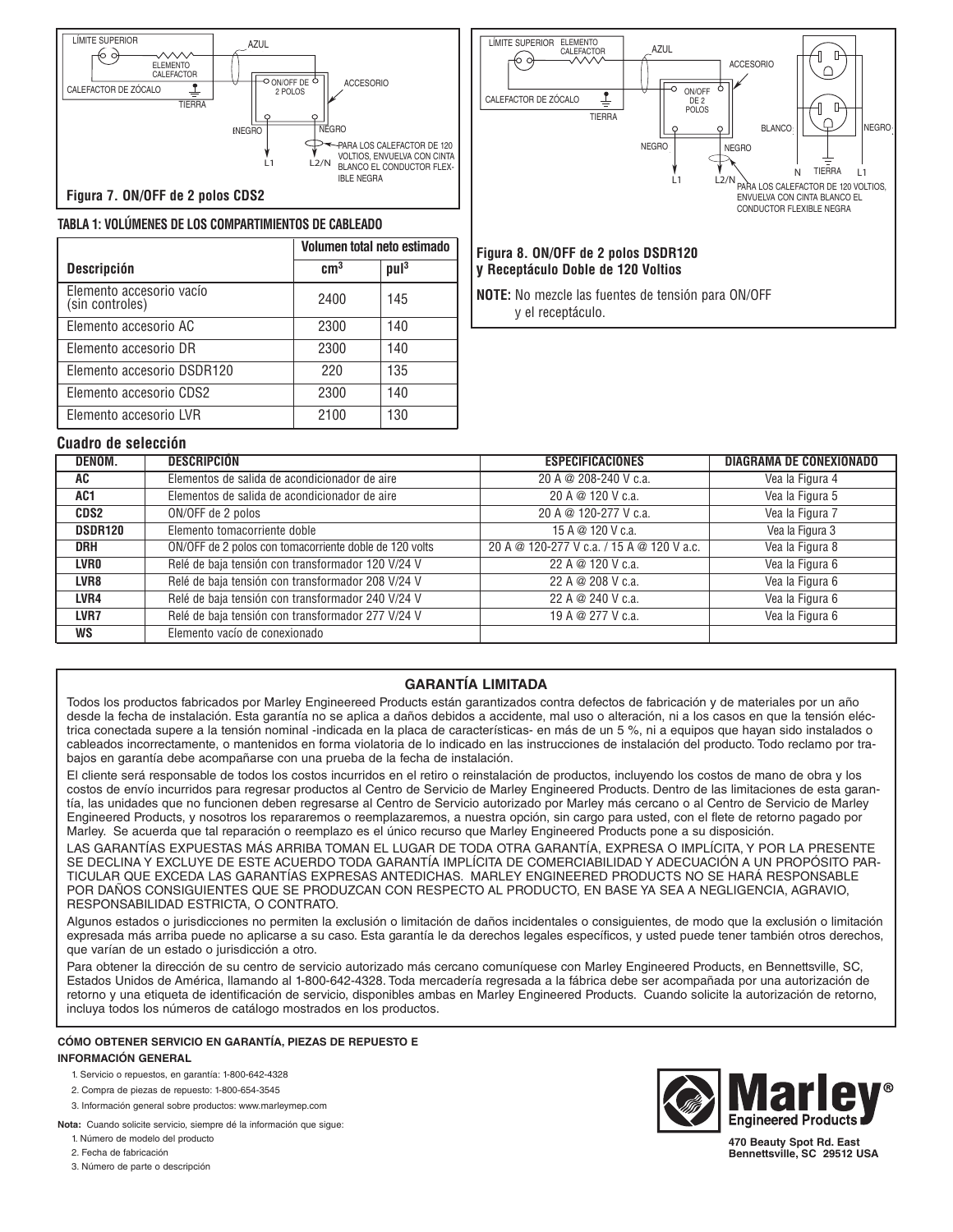LÍMITE SUPERIOR

ELEMENTO CALEFACTOR

AZUL

CALEFACTOR DE ZÓCALO

TIERRA

ON/OFF DE 2 POLOS

ACCESORIO

NEGRO

NEGRO

L1

L2/N

PARA LOS CALEFACTOR DE 120 VOLTIOS, ENVUELVA CON CINTA BLANCO EL CONDUCTOR FLEXIBLE NEGRA

**Figura 7. ON/OFF de 2 polos CDS2**

LÍMITE SUPERIOR

ELEMENTO CALEFACTOR

AZUL

ACCESORIO

CALEFACTOR DE ZÓCALO

TIERRA

ON/OFF DE 2 POLOS

BLANCO

NEGRO

NEGRO

NEGRO

L1

L2/N

N

TIERRA

L1

PARA LOS CALEFACTOR DE 120 VOLTIOS, ENVUELVA CON CINTA BLANCO EL CONDUCTOR FLEXIBLE NEGRA

**Figura 8. ON/OFF de 2 polos DSDR120 y Receptáculo Doble de 120 Voltios**

**NOTE:** No mezcle las fuentes de tensión para ON/OFF y el receptáculo.

### TABLA 1: VOLÚMENES DE LOS COMPARTIMIENTOS DE CABLEADO

| Descripción | Volumen total neto estimado | |
|---|---|---|
| | cm³ | pul³ |
| Elemento accesorio vacío (sin controles) | 2400 | 145 |
| Elemento accesorio AC | 2300 | 140 |
| Elemento accesorio DR | 2300 | 140 |
| Elemento accesorio DSDR120 | 220 | 135 |
| Elemento accesorio CDS2 | 2300 | 140 |
| Elemento accesorio LVR | 2100 | 130 |

### Cuadro de selección

| DENOM. | DESCRIPCIÓN | ESPECIFICACIONES | DIAGRAMA DE CONEXIONADO |
|---|---|---|---|
| **AC** | Elementos de salida de acondicionador de aire | 20 A @ 208-240 V c.a. | Vea la Figura 4 |
| **AC1** | Elementos de salida de acondicionador de aire | 20 A @ 120 V c.a. | Vea la Figura 5 |
| **CDS2** | ON/OFF de 2 polos | 20 A @ 120-277 V c.a. | Vea la Figura 7 |
| **DSDR120** | Elemento tomacorriente doble | 15 A @ 120 V c.a. | Vea la Figura 3 |
| **DRH** | ON/OFF de 2 polos con tomacorriente doble de 120 volts | 20 A @ 120-277 V c.a. / 15 A @ 120 V a.c. | Vea la Figura 8 |
| **LVR0** | Relé de baja tensión con transformador 120 V/24 V | 22 A @ 120 V c.a. | Vea la Figura 6 |
| **LVR8** | Relé de baja tensión con transformador 208 V/24 V | 22 A @ 208 V c.a. | Vea la Figura 6 |
| **LVR4** | Relé de baja tensión con transformador 240 V/24 V | 22 A @ 240 V c.a. | Vea la Figura 6 |
| **LVR7** | Relé de baja tensión con transformador 277 V/24 V | 19 A @ 277 V c.a. | Vea la Figura 6 |
| **WS** | Elemento vacío de conexionado | | |

## GARANTÍA LIMITADA

Todos los productos fabricados por Marley Engineeered Products están garantizados contra defectos de fabricación y de materiales por un año desde la fecha de instalación. Esta garantía no se aplica a daños debidos a accidente, mal uso o alteración, ni a los casos en que la tensión eléctrica conectada supere a la tensión nominal -indicada en la placa de características- en más de un 5 %, ni a equipos que hayan sido instalados o cableados incorrectamente, o mantenidos en forma violatoria de lo indicado en las instrucciones de instalación del producto. Todo reclamo por trabajos en garantía debe acompañarse con una prueba de la fecha de instalación.

El cliente será responsable de todos los costos incurridos en el retiro o reinstalación de productos, incluyendo los costos de mano de obra y los costos de envío incurridos para regresar productos al Centro de Servicio de Marley Engineered Products. Dentro de las limitaciones de esta garantía, las unidades que no funcionen deben regresarse al Centro de Servicio autorizado por Marley más cercano o al Centro de Servicio de Marley Engineered Products, y nosotros los repararemos o reemplazaremos, a nuestra opción, sin cargo para usted, con el flete de retorno pagado por Marley. Se acuerda que tal reparación o reemplazo es el único recurso que Marley Engineered Products pone a su disposición.

LAS GARANTÍAS EXPUESTAS MÁS ARRIBA TOMAN EL LUGAR DE TODA OTRA GARANTÍA, EXPRESA O IMPLÍCITA, Y POR LA PRESENTE SE DECLINA Y EXCLUYE DE ESTE ACUERDO TODA GARANTÍA IMPLÍCITA DE COMERCIABILIDAD Y ADECUACIÓN A UN PROPÓSITO PARTICULAR QUE EXCEDA LAS GARANTÍAS EXPRESAS ANTEDICHAS. MARLEY ENGINEERED PRODUCTS NO SE HARÁ RESPONSABLE POR DAÑOS CONSIGUIENTES QUE SE PRODUZCAN CON RESPECTO AL PRODUCTO, EN BASE YA SEA A NEGLIGENCIA, AGRAVIO, RESPONSABILIDAD ESTRICTA, O CONTRATO.

Algunos estados o jurisdicciones no permiten la exclusión o limitación de daños incidentales o consiguientes, de modo que la exclusión o limitación expresada más arriba puede no aplicarse a su caso. Esta garantía le da derechos legales específicos, y usted puede tener también otros derechos, que varían de un estado o jurisdicción a otro.

Para obtener la dirección de su centro de servicio autorizado más cercano comuníquese con Marley Engineered Products, en Bennettsville, SC, Estados Unidos de América, llamando al 1-800-642-4328. Toda mercadería regresada a la fábrica debe ser acompañada por una autorización de retorno y una etiqueta de identificación de servicio, disponibles ambas en Marley Engineered Products. Cuando solicite la autorización de retorno, incluya todos los números de catálogo mostrados en los productos.

**CÓMO OBTENER SERVICIO EN GARANTÍA, PIEZAS DE REPUESTO E INFORMACIÓN GENERAL**

1. Servicio o repuestos, en garantía: 1-800-642-4328
2. Compra de piezas de repuesto: 1-800-654-3545
3. Información general sobre productos: www.marleymep.com

**Nota:** Cuando solicite servicio, siempre dé la información que sigue:

1. Número de modelo del producto
2. Fecha de fabricación
3. Número de parte o descripción

**Marley® Engineered Products**

**470 Beauty Spot Rd. East**
**Bennettsville, SC 29512 USA**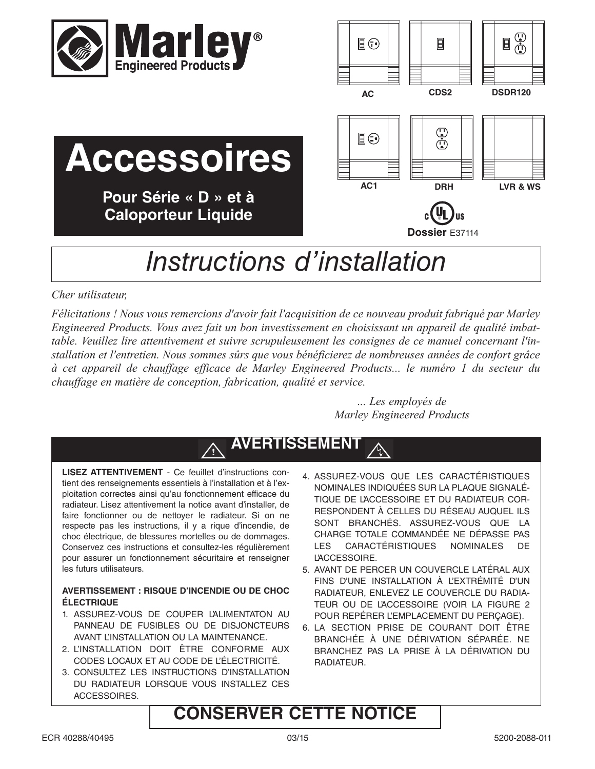# Marley Engineered Products

AC | CDS2 | DSDR120

AC1 | DRH | LVR & WS

# Accessoires

**Pour Série « D » et à Caloporteur Liquide**

cULus **Dossier** E37114

# *Instructions d'installation*

*Cher utilisateur,*

*Félicitations ! Nous vous remercions d'avoir fait l'acquisition de ce nouveau produit fabriqué par Marley Engineered Products. Vous avez fait un bon investissement en choisissant un appareil de qualité imbattable. Veuillez lire attentivement et suivre scrupuleusement les consignes de ce manuel concernant l'installation et l'entretien. Nous sommes sûrs que vous bénéficierez de nombreuses années de confort grâce à cet appareil de chauffage efficace de Marley Engineered Products... le numéro 1 du secteur du chauffage en matière de conception, fabrication, qualité et service.*

*... Les employés de Marley Engineered Products*

## AVERTISSEMENT

**LISEZ ATTENTIVEMENT** - Ce feuillet d'instructions contient des renseignements essentiels à l'installation et à l'exploitation correctes ainsi qu'au fonctionnement efficace du radiateur. Lisez attentivement la notice avant d'installer, de faire fonctionner ou de nettoyer le radiateur. Si on ne respecte pas les instructions, il y a rique d'incendie, de choc électrique, de blessures mortelles ou de dommages. Conservez ces instructions et consultez-les régulièrement pour assurer un fonctionnement sécuritaire et renseigner les futurs utilisateurs.

**AVERTISSEMENT : RISQUE D'INCENDIE OU DE CHOC ÉLECTRIQUE**

1. ASSUREZ-VOUS DE COUPER L'ALIMENTATON AU PANNEAU DE FUSIBLES OU DE DISJONCTEURS AVANT L'INSTALLATION OU LA MAINTENANCE.
2. L'INSTALLATION DOIT ÊTRE CONFORME AUX CODES LOCAUX ET AU CODE DE L'ÉLECTRICITÉ.
3. CONSULTEZ LES INSTRUCTIONS D'INSTALLATION DU RADIATEUR LORSQUE VOUS INSTALLEZ CES ACCESSOIRES.
4. ASSUREZ-VOUS QUE LES CARACTÉRISTIQUES NOMINALES INDIQUÉES SUR LA PLAQUE SIGNALÉTIQUE DE L'ACCESSOIRE ET DU RADIATEUR CORRESPONDENT À CELLES DU RÉSEAU AUQUEL ILS SONT BRANCHÉS. ASSUREZ-VOUS QUE LA CHARGE TOTALE COMMANDÉE NE DÉPASSE PAS LES CARACTÉRISTIQUES NOMINALES DE L'ACCESSOIRE.
5. AVANT DE PERCER UN COUVERCLE LATÉRAL AUX FINS D'UNE INSTALLATION À L'EXTRÉMITÉ D'UN RADIATEUR, ENLEVEZ LE COUVERCLE DU RADIATEUR OU DE L'ACCESSOIRE (VOIR LA FIGURE 2 POUR REPÉRER L'EMPLACEMENT DU PERÇAGE).
6. LA SECTION PRISE DE COURANT DOIT ÊTRE BRANCHÉE À UNE DÉRIVATION SÉPARÉE. NE BRANCHEZ PAS LA PRISE À LA DÉRIVATION DU RADIATEUR.

## CONSERVER CETTE NOTICE

ECR 40288/40495 03/15 5200-2088-011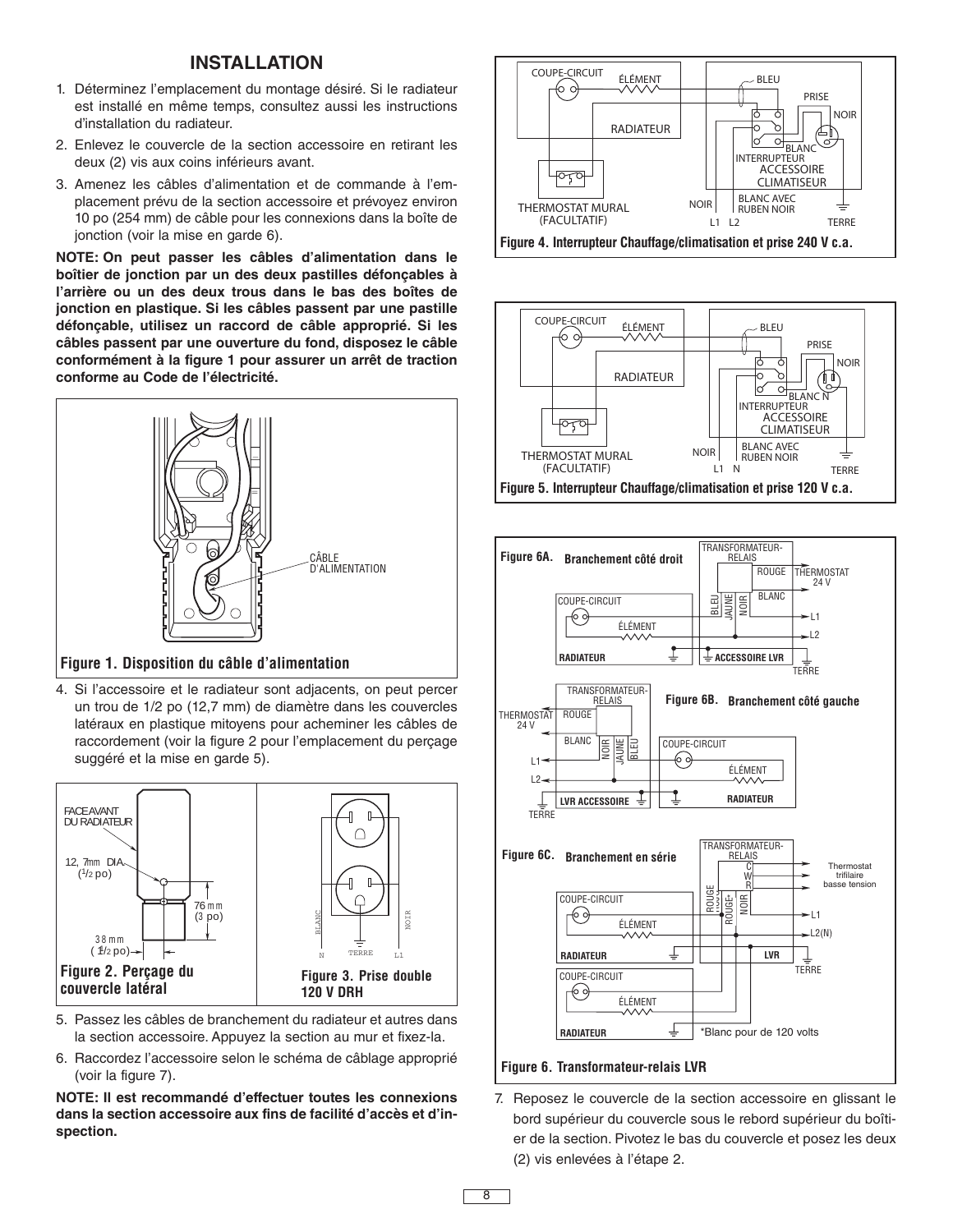## INSTALLATION

1. Déterminez l'emplacement du montage désiré. Si le radiateur est installé en même temps, consultez aussi les instructions d'installation du radiateur.
2. Enlevez le couvercle de la section accessoire en retirant les deux (2) vis aux coins inférieurs avant.
3. Amenez les câbles d'alimentation et de commande à l'emplacement prévu de la section accessoire et prévoyez environ 10 po (254 mm) de câble pour les connexions dans la boîte de jonction (voir la mise en garde 6).

**NOTE: On peut passer les câbles d'alimentation dans le boîtier de jonction par un des deux pastilles défonçables à l'arrière ou un des deux trous dans le bas des boîtes de jonction en plastique. Si les câbles passent par une pastille défonçable, utilisez un raccord de câble approprié. Si les câbles passent par une ouverture du fond, disposez le câble conformément à la figure 1 pour assurer un arrêt de traction conforme au Code de l'électricité.**

CÂBLE D'ALIMENTATION

**Figure 1. Disposition du câble d'alimentation**

4. Si l'accessoire et le radiateur sont adjacents, on peut percer un trou de 1/2 po (12,7 mm) de diamètre dans les couvercles latéraux en plastique mitoyens pour acheminer les câbles de raccordement (voir la figure 2 pour l'emplacement du perçage suggéré et la mise en garde 5).

FACE AVANT DU RADIATEUR — 12, 7mm DIA. (1/2 po) — 76 mm (3 po) — 38 mm (1 1/2 po)

**Figure 2. Perçage du couvercle latéral**

BLANC — NOIR — N — TERRE — L1

**Figure 3. Prise double 120 V DRH**

5. Passez les câbles de branchement du radiateur et autres dans la section accessoire. Appuyez la section au mur et fixez-la.
6. Raccordez l'accessoire selon le schéma de câblage approprié (voir la figure 7).

**NOTE: Il est recommandé d'effectuer toutes les connexions dans la section accessoire aux fins de facilité d'accès et d'inspection.**

COUPE-CIRCUIT — ÉLÉMENT — RADIATEUR — THERMOSTAT MURAL (FACULTATIF) — BLEU — PRISE — NOIR — BLANC — INTERRUPTEUR — ACCESSOIRE CLIMATISEUR — NOIR — BLANC AVEC RUBEN NOIR — L1 L2 — TERRE

**Figure 4. Interrupteur Chauffage/climatisation et prise 240 V c.a.**

COUPE-CIRCUIT — ÉLÉMENT — RADIATEUR — THERMOSTAT MURAL (FACULTATIF) — BLEU — PRISE — NOIR — BLANC N — INTERRUPTEUR — ACCESSOIRE CLIMATISEUR — NOIR — BLANC AVEC RUBEN NOIR — L1 N — TERRE

**Figure 5. Interrupteur Chauffage/climatisation et prise 120 V c.a.**

**Figure 6A. Branchement côté droit**

TRANSFORMATEUR-RELAIS — ROUGE — THERMOSTAT 24 V — BLANC — BLEU — JAUNE — NOIR — COUPE-CIRCUIT — ÉLÉMENT — L1 — L2 — RADIATEUR — ACCESSOIRE LVR — TERRE

**Figure 6B. Branchement côté gauche**

TRANSFORMATEUR-RELAIS — THERMOSTAT 24 V — ROUGE — BLANC — NOIR — JAUNE — BLEU — COUPE-CIRCUIT — ÉLÉMENT — L1 — L2 — LVR ACCESSOIRE — RADIATEUR — TERRE

**Figure 6C. Branchement en série**

TRANSFORMATEUR-RELAIS — C — W — R — Thermostat trifilaire basse tension — ROUGE — ROUGE* — NOIR — COUPE-CIRCUIT — ÉLÉMENT — L1 — L2(N) — RADIATEUR — LVR — TERRE — COUPE-CIRCUIT — ÉLÉMENT — RADIATEUR — *Blanc pour de 120 volts

**Figure 6. Transformateur-relais LVR**

7. Reposez le couvercle de la section accessoire en glissant le bord supérieur du couvercle sous le rebord supérieur du boîtier de la section. Pivotez le bas du couvercle et posez les deux (2) vis enlevées à l'étape 2.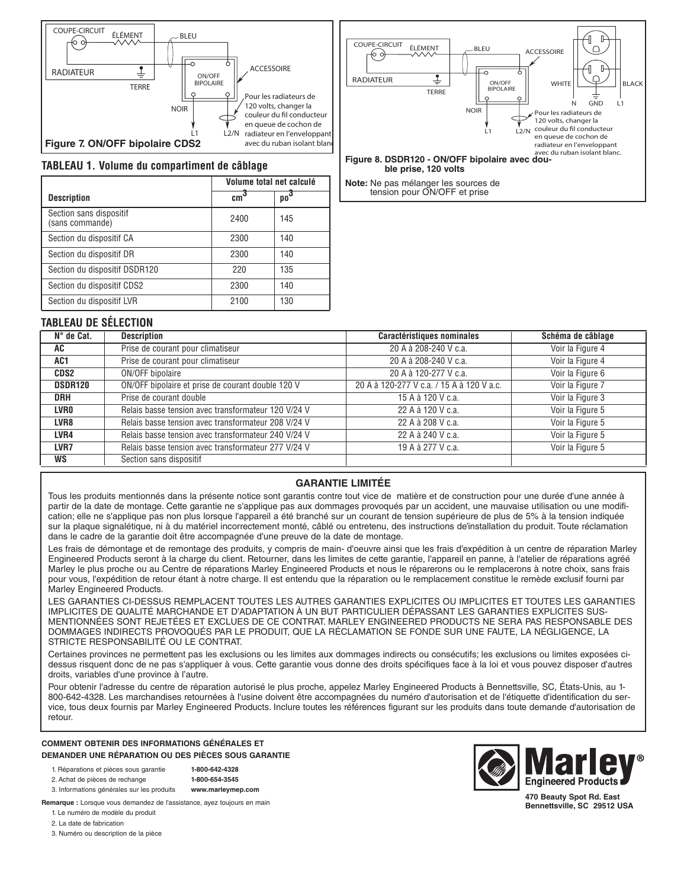COUPE-CIRCUIT
ÉLÉMENT
BLEU
RADIATEUR
TERRE
ON/OFF BIPOLAIRE
ACCESSOIRE
NOIR
L1
L2/N
Pour les radiateurs de 120 volts, changer la couleur du fil conducteur en queue de cochon de radiateur en l'enveloppant avec du ruban isolant blanc

**Figure 7. ON/OFF bipolaire CDS2**

COUPE-CIRCUIT
ÉLÉMENT
BLEU
ACCESSOIRE
RADIATEUR
TERRE
ON/OFF BIPOLAIRE
WHITE
BLACK
N
GND
L1
NOIR
L1
L2/N
Pour les radiateurs de 120 volts, changer la couleur du fil conducteur en queue de cochon de radiateur en l'enveloppant avec du ruban isolant blanc.

**Figure 8. DSDR120 - ON/OFF bipolaire avec double prise, 120 volts**

**Note:** Ne pas mélanger les sources de tension pour ON/OFF et prise

## TABLEAU 1. Volume du compartiment de câblage

| Description | Volume total net calculé | |
|---|---|---|
| | cm³ | po³ |
| Section sans dispositif (sans commande) | 2400 | 145 |
| Section du dispositif CA | 2300 | 140 |
| Section du dispositif DR | 2300 | 140 |
| Section du dispositif DSDR120 | 220 | 135 |
| Section du dispositif CDS2 | 2300 | 140 |
| Section du dispositif LVR | 2100 | 130 |

## TABLEAU DE SÉLECTION

| N° de Cat. | Description | Caractéristiques nominales | Schéma de câblage |
|---|---|---|---|
| **AC** | Prise de courant pour climatiseur | 20 A à 208-240 V c.a. | Voir la Figure 4 |
| **AC1** | Prise de courant pour climatiseur | 20 A à 208-240 V c.a. | Voir la Figure 4 |
| **CDS2** | ON/OFF bipolaire | 20 A à 120-277 V c.a. | Voir la Figure 6 |
| **DSDR120** | ON/OFF bipolaire et prise de courant double 120 V | 20 A à 120-277 V c.a. / 15 A à 120 V a.c. | Voir la Figure 7 |
| **DRH** | Prise de courant double | 15 A à 120 V c.a. | Voir la Figure 3 |
| **LVR0** | Relais basse tension avec transformateur 120 V/24 V | 22 A à 120 V c.a. | Voir la Figure 5 |
| **LVR8** | Relais basse tension avec transformateur 208 V/24 V | 22 A à 208 V c.a. | Voir la Figure 5 |
| **LVR4** | Relais basse tension avec transformateur 240 V/24 V | 22 A à 240 V c.a. | Voir la Figure 5 |
| **LVR7** | Relais basse tension avec transformateur 277 V/24 V | 19 A à 277 V c.a. | Voir la Figure 5 |
| **WS** | Section sans dispositif | | |

## GARANTIE LIMITÉE

Tous les produits mentionnés dans la présente notice sont garantis contre tout vice de matière et de construction pour une durée d'une année à partir de la date de montage. Cette garantie ne s'applique pas aux dommages provoqués par un accident, une mauvaise utilisation ou une modification; elle ne s'applique pas non plus lorsque l'appareil a été branché sur un courant de tension supérieure de plus de 5% à la tension indiquée sur la plaque signalétique, ni à du matériel incorrectement monté, câblé ou entretenu, des instructions de'installation du produit. Toute réclamation dans le cadre de la garantie doit être accompagnée d'une preuve de la date de montage.

Les frais de démontage et de remontage des produits, y compris de main- d'oeuvre ainsi que les frais d'expédition à un centre de réparation Marley Engineered Products seront à la charge du client. Retourner, dans les limites de cette garantie, l'appareil en panne, à l'atelier de réparations agréé Marley le plus proche ou au Centre de réparations Marley Engineered Products et nous le réparerons ou le remplacerons à notre choix, sans frais pour vous, l'expédition de retour étant à notre charge. Il est entendu que la réparation ou le remplacement constitue le remède exclusif fourni par Marley Engineered Products.

LES GARANTIES CI-DESSUS REMPLACENT TOUTES LES AUTRES GARANTIES EXPLICITES OU IMPLICITES ET TOUTES LES GARANTIES IMPLICITES DE QUALITÉ MARCHANDE ET D'ADAPTATION À UN BUT PARTICULIER DÉPASSANT LES GARANTIES EXPLICITES SUS-MENTIONNÉES SONT REJETÉES ET EXCLUES DE CE CONTRAT. MARLEY ENGINEERED PRODUCTS NE SERA PAS RESPONSABLE DES DOMMAGES INDIRECTS PROVOQUÉS PAR LE PRODUIT, QUE LA RÉCLAMATION SE FONDE SUR UNE FAUTE, LA NÉGLIGENCE, LA STRICTE RESPONSABILITÉ OU LE CONTRAT.

Certaines provinces ne permettent pas les exclusions ou les limites aux dommages indirects ou consécutifs; les exclusions ou limites exposées ci-dessus risquent donc de ne pas s'appliquer à vous. Cette garantie vous donne des droits spécifiques face à la loi et vous pouvez disposer d'autres droits, variables d'une province à l'autre.

Pour obtenir l'adresse du centre de réparation autorisé le plus proche, appelez Marley Engineered Products à Bennettsville, SC, États-Unis, au 1-800-642-4328. Les marchandises retournées à l'usine doivent être accompagnées du numéro d'autorisation et de l'étiquette d'identification du service, tous deux fournis par Marley Engineered Products. Inclure toutes les références figurant sur les produits dans toute demande d'autorisation de retour.

**COMMENT OBTENIR DES INFORMATIONS GÉNÉRALES ET DEMANDER UNE RÉPARATION OU DES PIÈCES SOUS GARANTIE**

1. Réparations et pièces sous garantie **1-800-642-4328**
2. Achat de pièces de rechange **1-800-654-3545**
3. Informations générales sur les produits **www.marleymep.com**

**Remarque :** Lorsque vous demandez de l'assistance, ayez toujours en main

1. Le numéro de modèle du produit
2. La date de fabrication
3. Numéro ou description de la pièce

**Marley® Engineered Products**

**470 Beauty Spot Rd. East**
**Bennettsville, SC 29512 USA**